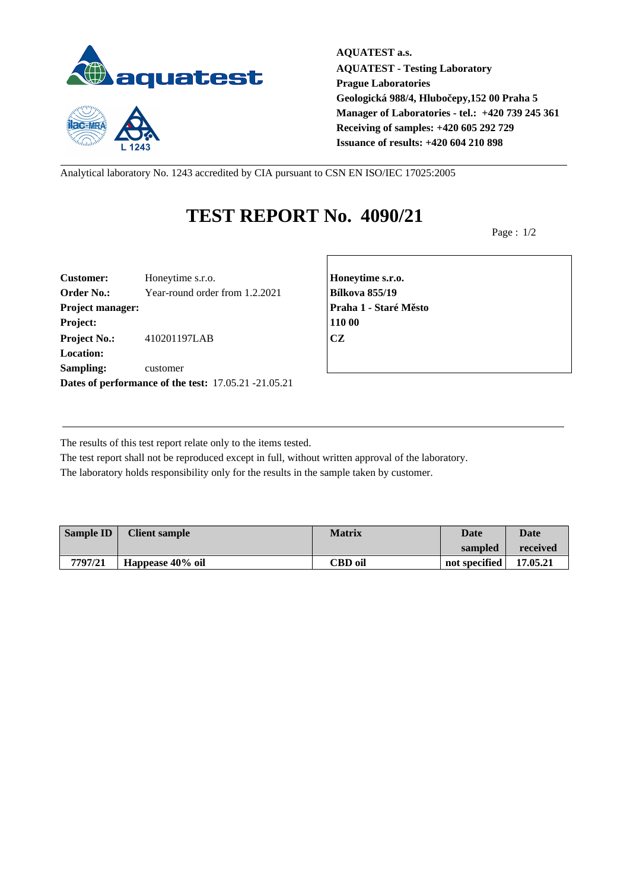**AQUATEST a.s.**
**AQUATEST - Testing Laboratory**
**Prague Laboratories**
**Geologická 988/4, Hlubočepy,152 00 Praha 5**
**Manager of Laboratories - tel.: +420 739 245 361**
**Receiving of samples: +420 605 292 729**
**Issuance of results: +420 604 210 898**

Analytical laboratory No. 1243 accredited by CIA pursuant to CSN EN ISO/IEC 17025:2005

# TEST REPORT No. 4090/21

**Customer:** Honeytime s.r.o.
**Order No.:** Year-round order from 1.2.2021
**Project manager:**
**Project:**
**Project No.:** 410201197LAB
**Location:**
**Sampling:** customer
**Dates of performance of the test:** 17.05.21 -21.05.21

**Honeytime s.r.o.**
**Bílkova 855/19**
**Praha 1 - Staré Město**
**110 00**
**CZ**

The results of this test report relate only to the items tested.
The test report shall not be reproduced except in full, without written approval of the laboratory.
The laboratory holds responsibility only for the results in the sample taken by customer.

| Sample ID | Client sample | Matrix | Date sampled | Date received |
|---|---|---|---|---|
| 7797/21 | Happease 40% oil | CBD oil | not specified | 17.05.21 |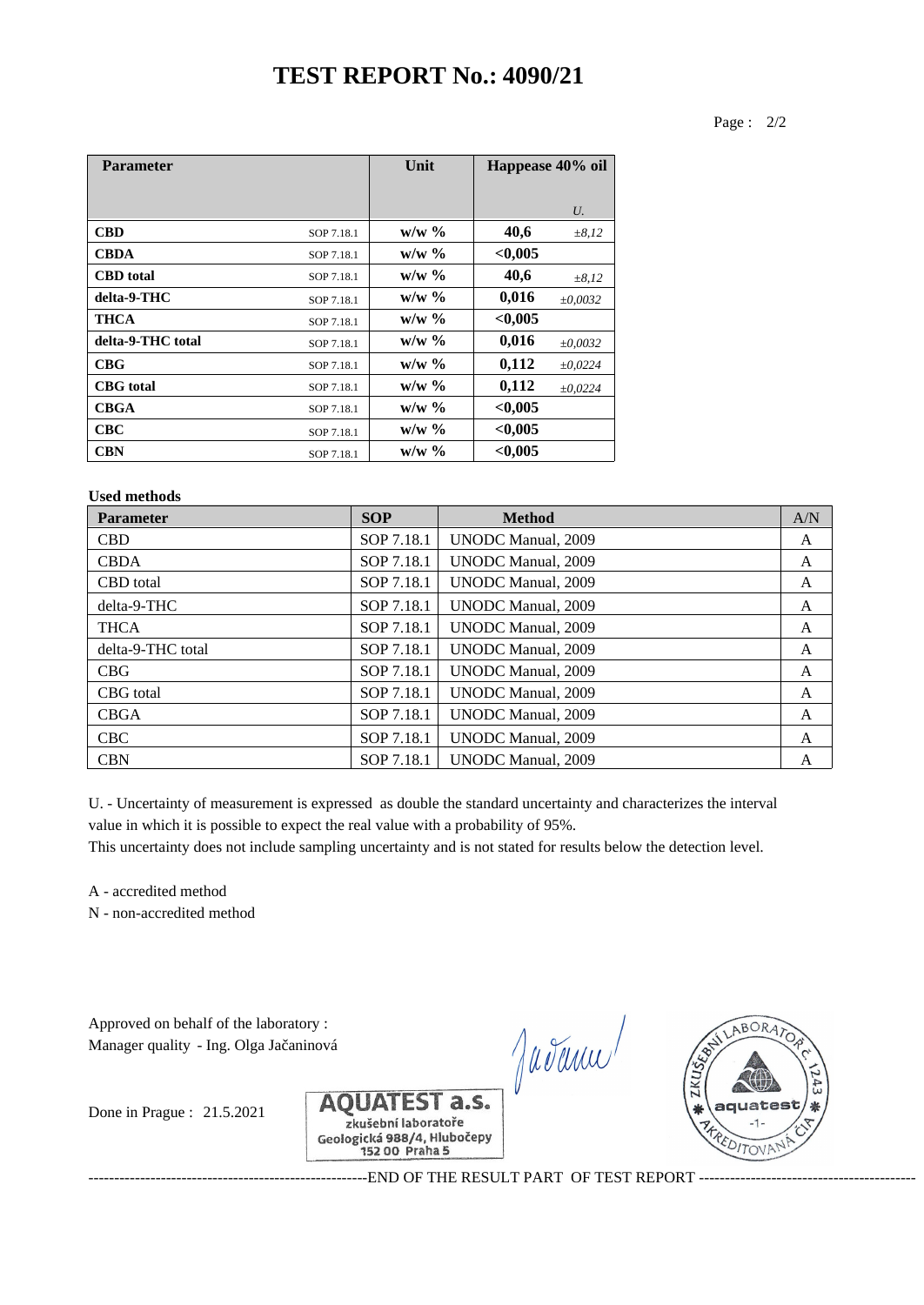# TEST REPORT No.: 4090/21

| Parameter | | Unit | Happease 40% oil | *U.* |
|---|---|---|---|---|
| **CBD** | SOP 7.18.1 | **w/w %** | **40,6** | *±8,12* |
| **CBDA** | SOP 7.18.1 | **w/w %** | **<0,005** | |
| **CBD total** | SOP 7.18.1 | **w/w %** | **40,6** | *±8,12* |
| **delta-9-THC** | SOP 7.18.1 | **w/w %** | **0,016** | *±0,0032* |
| **THCA** | SOP 7.18.1 | **w/w %** | **<0,005** | |
| **delta-9-THC total** | SOP 7.18.1 | **w/w %** | **0,016** | *±0,0032* |
| **CBG** | SOP 7.18.1 | **w/w %** | **0,112** | *±0,0224* |
| **CBG total** | SOP 7.18.1 | **w/w %** | **0,112** | *±0,0224* |
| **CBGA** | SOP 7.18.1 | **w/w %** | **<0,005** | |
| **CBC** | SOP 7.18.1 | **w/w %** | **<0,005** | |
| **CBN** | SOP 7.18.1 | **w/w %** | **<0,005** | |

**Used methods**

| Parameter | SOP | Method | A/N |
|---|---|---|---|
| CBD | SOP 7.18.1 | UNODC Manual, 2009 | A |
| CBDA | SOP 7.18.1 | UNODC Manual, 2009 | A |
| CBD total | SOP 7.18.1 | UNODC Manual, 2009 | A |
| delta-9-THC | SOP 7.18.1 | UNODC Manual, 2009 | A |
| THCA | SOP 7.18.1 | UNODC Manual, 2009 | A |
| delta-9-THC total | SOP 7.18.1 | UNODC Manual, 2009 | A |
| CBG | SOP 7.18.1 | UNODC Manual, 2009 | A |
| CBG total | SOP 7.18.1 | UNODC Manual, 2009 | A |
| CBGA | SOP 7.18.1 | UNODC Manual, 2009 | A |
| CBC | SOP 7.18.1 | UNODC Manual, 2009 | A |
| CBN | SOP 7.18.1 | UNODC Manual, 2009 | A |

U. - Uncertainty of measurement is expressed as double the standard uncertainty and characterizes the interval value in which it is possible to expect the real value with a probability of 95%.
This uncertainty does not include sampling uncertainty and is not stated for results below the detection level.

A - accredited method
N - non-accredited method

Approved on behalf of the laboratory :
Manager quality - Ing. Olga Jačaninová

Done in Prague : 21.5.2021

AQUATEST a.s.
zkušební laboratoře
Geologická 988/4, Hlubočepy
152 00 Praha 5

ZKUŠEBNÍ LABORATOŘ Č. 1243 aquatest -1- AKREDITOVANÁ ČIA

------------------------------------------------------END OF THE RESULT PART OF TEST REPORT ------------------------------------------